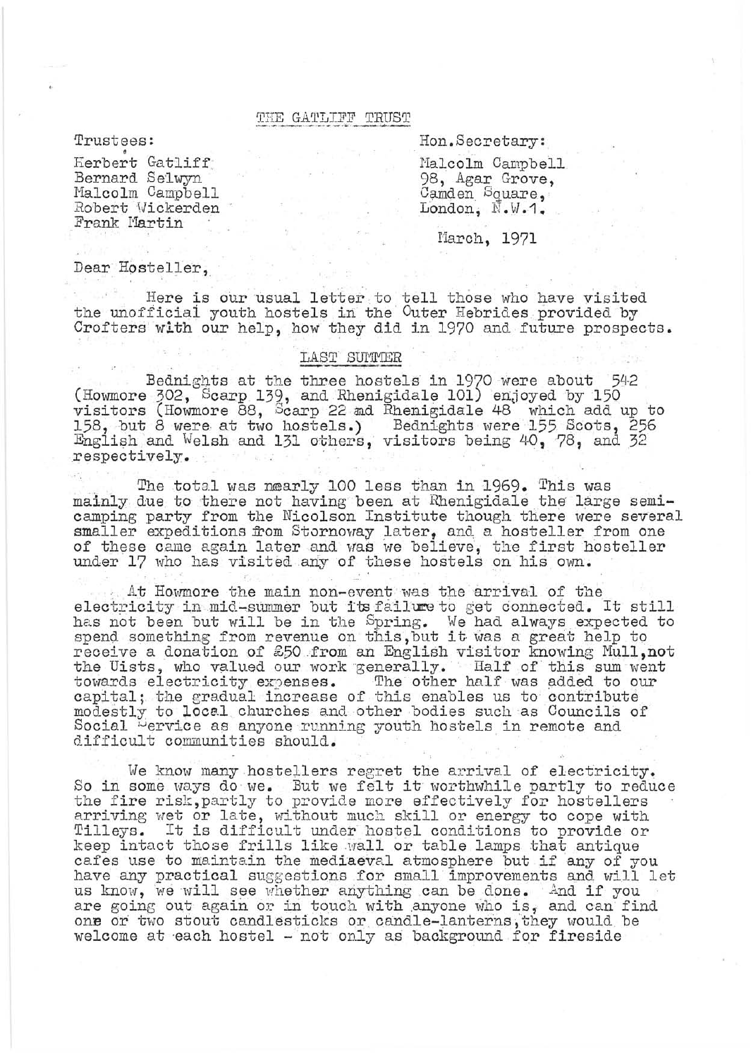# THE GATLIFF TRUST

Trustees:

Herbert Gatliff
Bernard Selwyn
Malcolm Campbell
Robert Wickerden
Frank Martin

Hon.Secretary:

Malcolm Campbell
98, Agar Grove,
Camden Square,
London, N.W.1.

March, 1971

Dear Hosteller,

Here is our usual letter to tell those who have visited the unofficial youth hostels in the Outer Hebrides provided by Crofters with our help, how they did in 1970 and future prospects.

## LAST SUMMER

Bednights at the three hostels in 1970 were about 542 (Howmore 302, Scarp 139, and Rhenigidale 101) enjoyed by 150 visitors (Howmore 88, Scarp 22 and Rhenigidale 48 which add up to 158, but 8 were at two hostels.) Bednights were 155 Scots, 256 English and Welsh and 131 others, visitors being 40, 78, and 32 respectively.

The total was nearly 100 less than in 1969. This was mainly due to there not having been at Rhenigidale the large semi-camping party from the Nicolson Institute though there were several smaller expeditions from Stornoway later, and a hosteller from one of these came again later and was we believe, the first hosteller under 17 who has visited any of these hostels on his own.

At Howmore the main non-event was the arrival of the electricity in mid-summer but its failure to get connected. It still has not been but will be in the Spring. We had always expected to spend something from revenue on this, but it was a great help to receive a donation of £50 from an English visitor knowing Mull, not the Uists, who valued our work generally. Half of this sum went towards electricity expenses. The other half was added to our capital; the gradual increase of this enables us to contribute modestly to local churches and other bodies such as Councils of Social Service as anyone running youth hostels in remote and difficult communities should.

We know many hostellers regret the arrival of electricity. So in some ways do we. But we felt it worthwhile partly to reduce the fire risk, partly to provide more effectively for hostellers arriving wet or late, without much skill or energy to cope with Tilleys. It is difficult under hostel conditions to provide or keep intact those frills like wall or table lamps that antique cafes use to maintain the mediaeval atmosphere but if any of you have any practical suggestions for small improvements and will let us know, we will see whether anything can be done. And if you are going out again or in touch with anyone who is, and can find one or two stout candlesticks or candle-lanterns, they would be welcome at each hostel - not only as background for fireside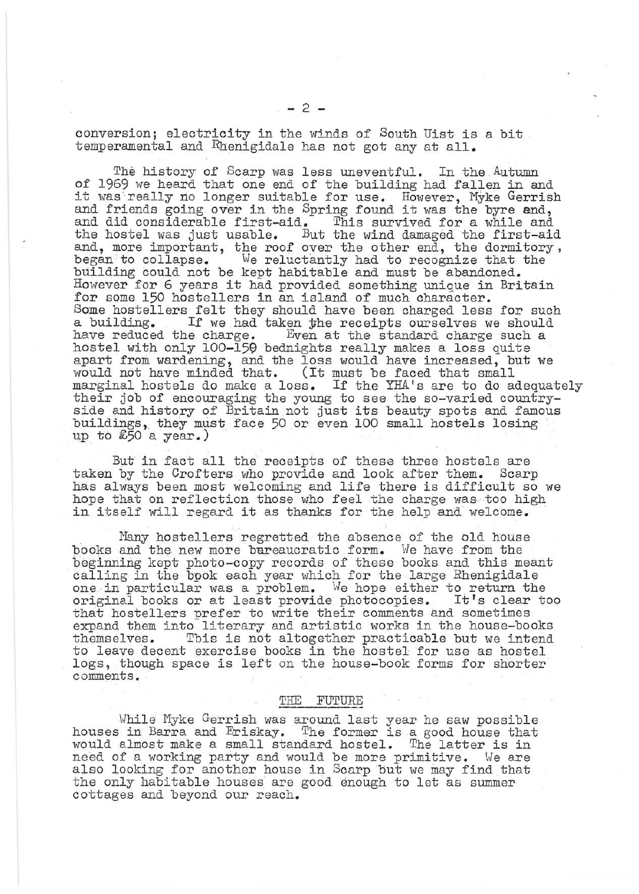conversion; electricity in the winds of South Uist is a bit temperamental and Rhenigidale has not got any at all.

The history of Scarp was less uneventful. In the Autumn of 1969 we heard that one end of the building had fallen in and it was really no longer suitable for use. However, Myke Gerrish and friends going over in the Spring found it was the byre and, and did considerable first-aid. This survived for a while and the hostel was just usable. But the wind damaged the first-aid and, more important, the roof over the other end, the dormitory, began to collapse. We reluctantly had to recognize that the building could not be kept habitable and must be abandoned. However for 6 years it had provided something unique in Britain for some 150 hostellers in an island of much character. Some hostellers felt they should have been charged less for such a building. If we had taken the receipts ourselves we should have reduced the charge. Even at the standard charge such a hostel with only 100-150 bednights really makes a loss quite apart from wardening, and the loss would have increased, but we would not have minded that. (It must be faced that small marginal hostels do make a loss. If the YHA's are to do adequately their job of encouraging the young to see the so-varied countryside and history of Britain not just its beauty spots and famous buildings, they must face 50 or even 100 small hostels losing up to £50 a year.)

But in fact all the receipts of these three hostels are taken by the Crofters who provide and look after them. Scarp has always been most welcoming and life there is difficult so we hope that on reflection those who feel the charge was too high in itself will regard it as thanks for the help and welcome.

Many hostellers regretted the absence of the old house books and the new more bureaucratic form. We have from the beginning kept photo-copy records of these books and this meant calling in the book each year which for the large Rhenigidale one in particular was a problem. We hope either to return the original books or at least provide photocopies. It's clear too that hostellers prefer to write their comments and sometimes expand them into literary and artistic works in the house-books themselves. This is not altogether practicable but we intend to leave decent exercise books in the hostel for use as hostel logs, though space is left on the house-book forms for shorter comments.

## THE FUTURE

While Myke Gerrish was around last year he saw possible houses in Barra and Eriskay. The former is a good house that would almost make a small standard hostel. The latter is in need of a working party and would be more primitive. We are also looking for another house in Scarp but we may find that the only habitable houses are good enough to let as summer cottages and beyond our reach.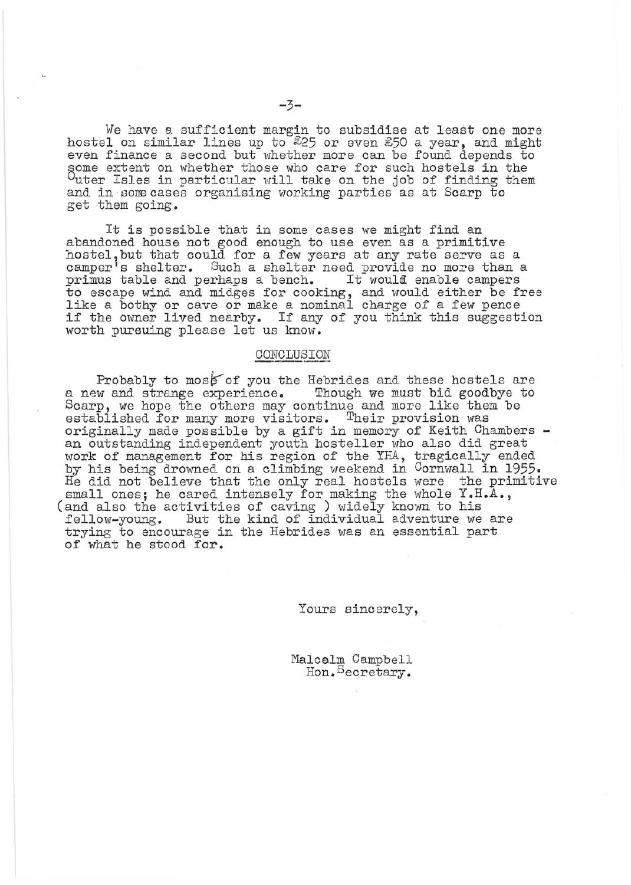We have a sufficient margin to subsidise at least one more hostel on similar lines up to £25 or even £50 a year, and might even finance a second but whether more can be found depends to some extent on whether those who care for such hostels in the Outer Isles in particular will take on the job of finding them and in some cases organising working parties as at Scarp to get them going.

It is possible that in some cases we might find an abandoned house not good enough to use even as a primitive hostel, but that could for a few years at any rate serve as a camper's shelter. Such a shelter need provide no more than a primus table and perhaps a bench. It would enable campers to escape wind and midges for cooking, and would either be free like a bothy or cave or make a nominal charge of a few pence if the owner lived nearby. If any of you think this suggestion worth pursuing please let us know.

## CONCLUSION

Probably to most of you the Hebrides and these hostels are a new and strange experience. Though we must bid goodbye to Scarp, we hope the others may continue and more like them be established for many more visitors. Their provision was originally made possible by a gift in memory of Keith Chambers - an outstanding independent youth hosteller who also did great work of management for his region of the YHA, tragically ended by his being drowned on a climbing weekend in Cornwall in 1955. He did not believe that the only real hostels were the primitive small ones; he cared intensely for making the whole Y.H.A., (and also the activities of caving ) widely known to his fellow-young. But the kind of individual adventure we are trying to encourage in the Hebrides was an essential part of what he stood for.

Yours sincerely,

Malcolm Campbell
Hon. Secretary.